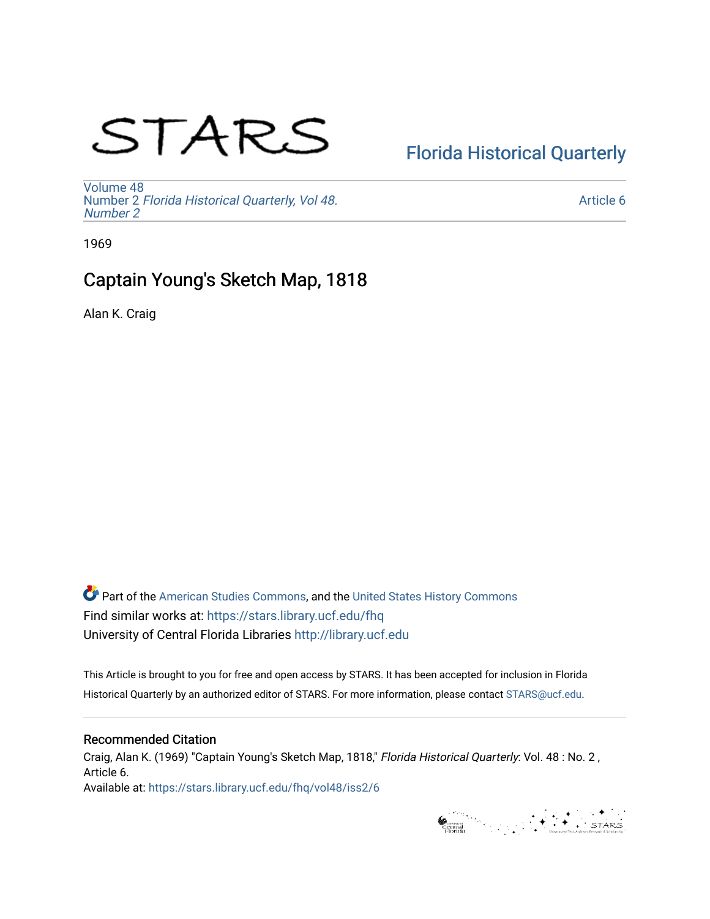STARS

[Florida Historical Quarterly](https://stars.library.ucf.edu/fhq)

Volume 48
Number 2 *Florida Historical Quarterly, Vol 48. Number 2*

Article 6

1969

# Captain Young's Sketch Map, 1818

Alan K. Craig

Part of the American Studies Commons, and the United States History Commons
Find similar works at: https://stars.library.ucf.edu/fhq
University of Central Florida Libraries http://library.ucf.edu

This Article is brought to you for free and open access by STARS. It has been accepted for inclusion in Florida Historical Quarterly by an authorized editor of STARS. For more information, please contact STARS@ucf.edu.

## Recommended Citation

Craig, Alan K. (1969) "Captain Young's Sketch Map, 1818," *Florida Historical Quarterly*: Vol. 48 : No. 2 , Article 6.
Available at: https://stars.library.ucf.edu/fhq/vol48/iss2/6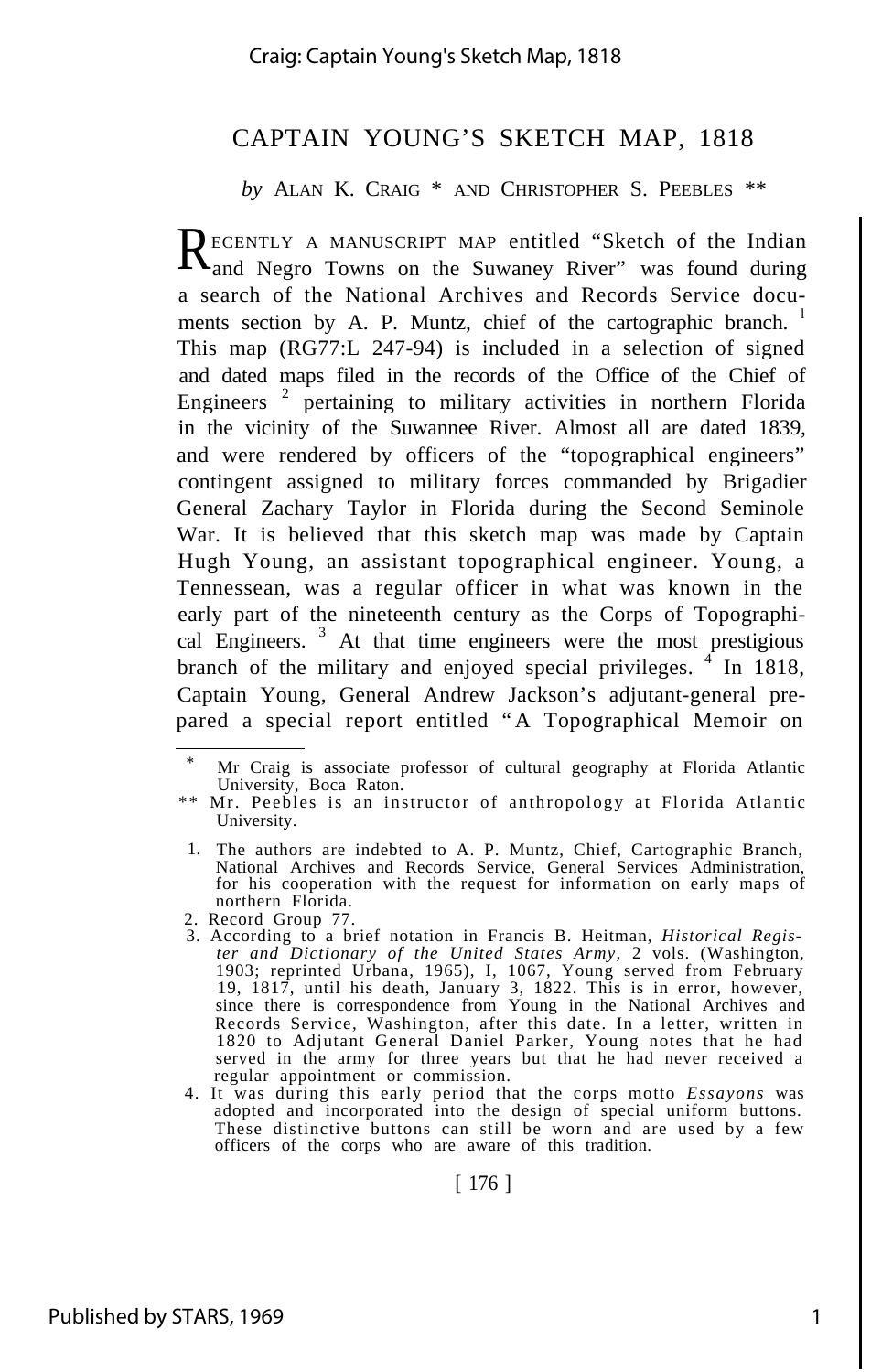# CAPTAIN YOUNG'S SKETCH MAP, 1818

*by* ALAN K. CRAIG * AND CHRISTOPHER S. PEEBLES **

RECENTLY A MANUSCRIPT MAP entitled "Sketch of the Indian and Negro Towns on the Suwaney River" was found during a search of the National Archives and Records Service documents section by A. P. Muntz, chief of the cartographic branch. [1] This map (RG77:L 247-94) is included in a selection of signed and dated maps filed in the records of the Office of the Chief of Engineers [2] pertaining to military activities in northern Florida in the vicinity of the Suwannee River. Almost all are dated 1839, and were rendered by officers of the "topographical engineers" contingent assigned to military forces commanded by Brigadier General Zachary Taylor in Florida during the Second Seminole War. It is believed that this sketch map was made by Captain Hugh Young, an assistant topographical engineer. Young, a Tennessean, was a regular officer in what was known in the early part of the nineteenth century as the Corps of Topographical Engineers. [3] At that time engineers were the most prestigious branch of the military and enjoyed special privileges. [4] In 1818, Captain Young, General Andrew Jackson's adjutant-general prepared a special report entitled "A Topographical Memoir on

---

\* Mr Craig is associate professor of cultural geography at Florida Atlantic University, Boca Raton.

\*\* Mr. Peebles is an instructor of anthropology at Florida Atlantic University.

1. The authors are indebted to A. P. Muntz, Chief, Cartographic Branch, National Archives and Records Service, General Services Administration, for his cooperation with the request for information on early maps of northern Florida.
2. Record Group 77.
3. According to a brief notation in Francis B. Heitman, *Historical Register and Dictionary of the United States Army,* 2 vols. (Washington, 1903; reprinted Urbana, 1965), I, 1067, Young served from February 19, 1817, until his death, January 3, 1822. This is in error, however, since there is correspondence from Young in the National Archives and Records Service, Washington, after this date. In a letter, written in 1820 to Adjutant General Daniel Parker, Young notes that he had served in the army for three years but that he had never received a regular appointment or commission.
4. It was during this early period that the corps motto *Essayons* was adopted and incorporated into the design of special uniform buttons. These distinctive buttons can still be worn and are used by a few officers of the corps who are aware of this tradition.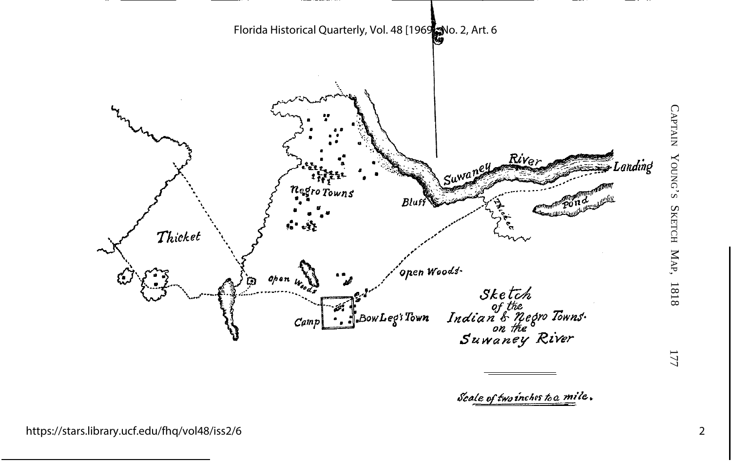Captain Young's Sketch Map, 1818

Sketch of the Indian & Negro Towns on the Suwaney River

Scale of two inches to a mile.

Suwaney River

Landing

Pond

Thicket

Bluff

Negro Towns

Thicket

Open Woods

Open Woods

Camp

BowLeg's Town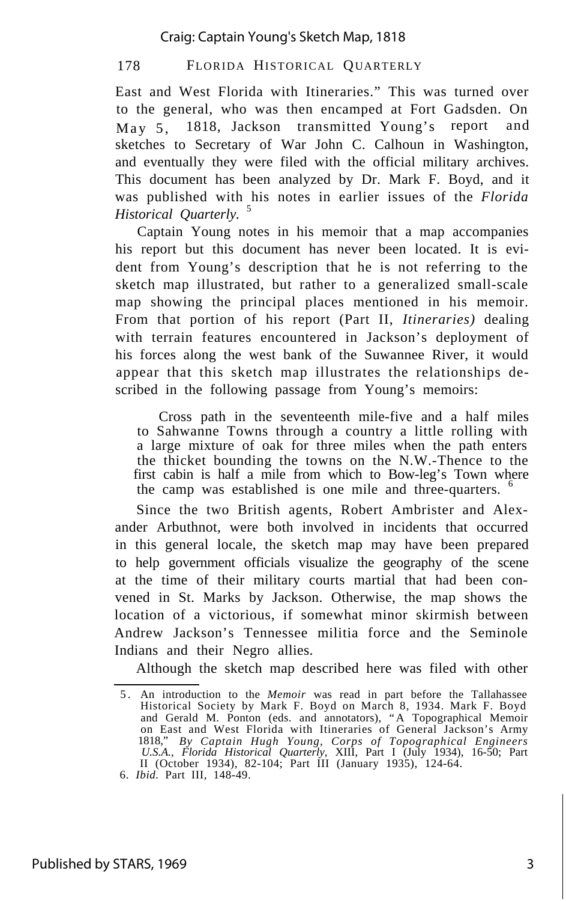East and West Florida with Itineraries." This was turned over to the general, who was then encamped at Fort Gadsden. On May 5, 1818, Jackson transmitted Young's report and sketches to Secretary of War John C. Calhoun in Washington, and eventually they were filed with the official military archives. This document has been analyzed by Dr. Mark F. Boyd, and it was published with his notes in earlier issues of the *Florida Historical Quarterly.* [5]

Captain Young notes in his memoir that a map accompanies his report but this document has never been located. It is evident from Young's description that he is not referring to the sketch map illustrated, but rather to a generalized small-scale map showing the principal places mentioned in his memoir. From that portion of his report (Part II, *Itineraries)* dealing with terrain features encountered in Jackson's deployment of his forces along the west bank of the Suwannee River, it would appear that this sketch map illustrates the relationships described in the following passage from Young's memoirs:

> Cross path in the seventeenth mile-five and a half miles to Sahwanne Towns through a country a little rolling with a large mixture of oak for three miles when the path enters the thicket bounding the towns on the N.W.-Thence to the first cabin is half a mile from which to Bow-leg's Town where the camp was established is one mile and three-quarters. [6]

Since the two British agents, Robert Ambrister and Alexander Arbuthnot, were both involved in incidents that occurred in this general locale, the sketch map may have been prepared to help government officials visualize the geography of the scene at the time of their military courts martial that had been convened in St. Marks by Jackson. Otherwise, the map shows the location of a victorious, if somewhat minor skirmish between Andrew Jackson's Tennessee militia force and the Seminole Indians and their Negro allies.

Although the sketch map described here was filed with other

---

5. An introduction to the *Memoir* was read in part before the Tallahassee Historical Society by Mark F. Boyd on March 8, 1934. Mark F. Boyd and Gerald M. Ponton (eds. and annotators), "A Topographical Memoir on East and West Florida with Itineraries of General Jackson's Army 1818," *By Captain Hugh Young, Corps of Topographical Engineers U.S.A., Florida Historical Quarterly,* XIII, Part I (July 1934), 16-50; Part II (October 1934), 82-104; Part III (January 1935), 124-64.

6. *Ibid.* Part III, 148-49.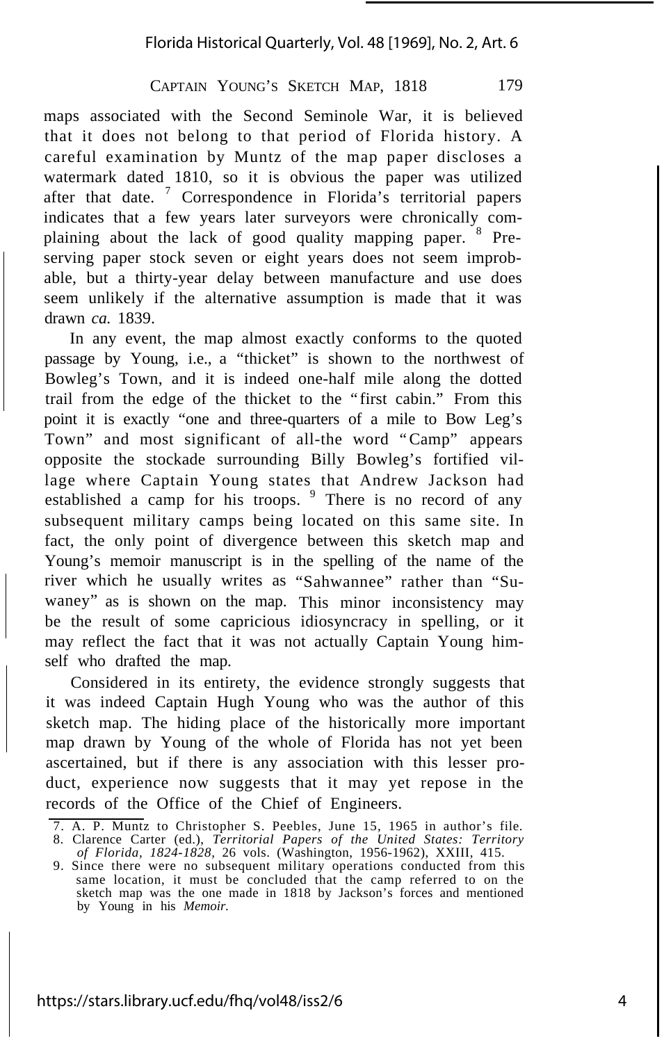maps associated with the Second Seminole War, it is believed that it does not belong to that period of Florida history. A careful examination by Muntz of the map paper discloses a watermark dated 1810, so it is obvious the paper was utilized after that date. [7] Correspondence in Florida's territorial papers indicates that a few years later surveyors were chronically complaining about the lack of good quality mapping paper. [8] Preserving paper stock seven or eight years does not seem improbable, but a thirty-year delay between manufacture and use does seem unlikely if the alternative assumption is made that it was drawn *ca.* 1839.

In any event, the map almost exactly conforms to the quoted passage by Young, i.e., a "thicket" is shown to the northwest of Bowleg's Town, and it is indeed one-half mile along the dotted trail from the edge of the thicket to the "first cabin." From this point it is exactly "one and three-quarters of a mile to Bow Leg's Town" and most significant of all-the word "Camp" appears opposite the stockade surrounding Billy Bowleg's fortified village where Captain Young states that Andrew Jackson had established a camp for his troops. [9] There is no record of any subsequent military camps being located on this same site. In fact, the only point of divergence between this sketch map and Young's memoir manuscript is in the spelling of the name of the river which he usually writes as "Sahwannee" rather than "Suwaney" as is shown on the map. This minor inconsistency may be the result of some capricious idiosyncracy in spelling, or it may reflect the fact that it was not actually Captain Young himself who drafted the map.

Considered in its entirety, the evidence strongly suggests that it was indeed Captain Hugh Young who was the author of this sketch map. The hiding place of the historically more important map drawn by Young of the whole of Florida has not yet been ascertained, but if there is any association with this lesser product, experience now suggests that it may yet repose in the records of the Office of the Chief of Engineers.

7. A. P. Muntz to Christopher S. Peebles, June 15, 1965 in author's file.
8. Clarence Carter (ed.), *Territorial Papers of the United States: Territory of Florida, 1824-1828*, 26 vols. (Washington, 1956-1962), XXIII, 415.
9. Since there were no subsequent military operations conducted from this same location, it must be concluded that the camp referred to on the sketch map was the one made in 1818 by Jackson's forces and mentioned by Young in his *Memoir.*